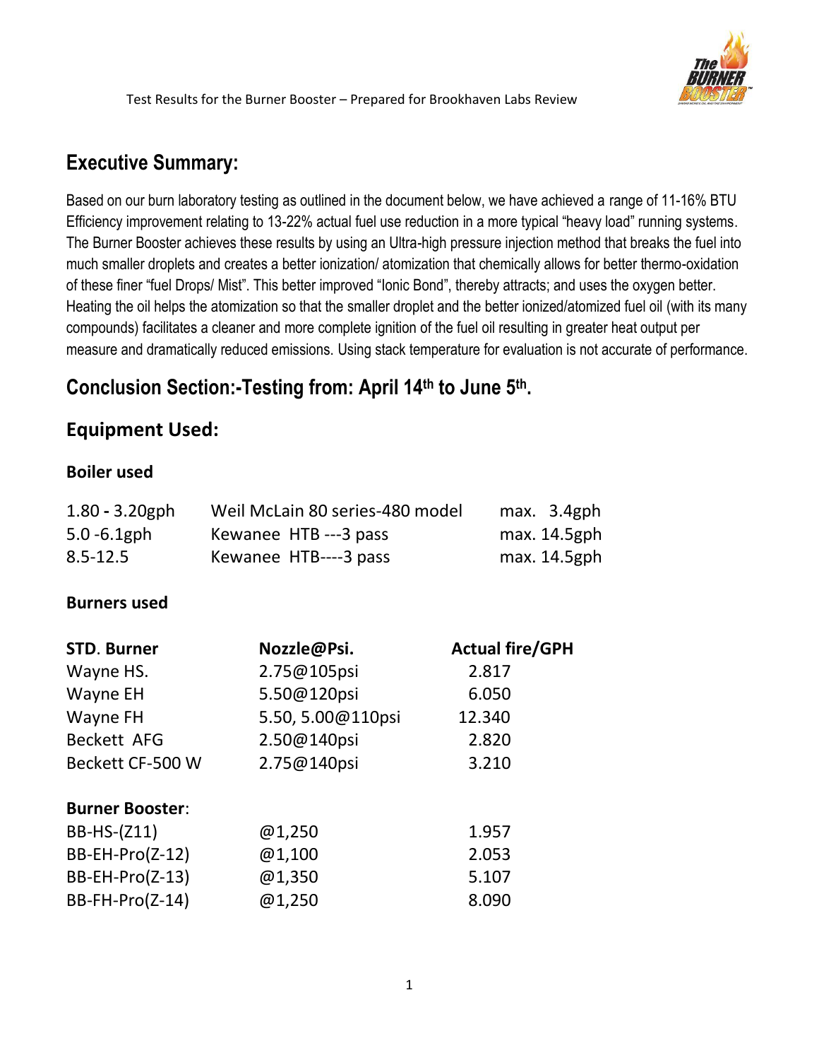Test Results for the Burner Booster – Prepared for Brookhaven Labs Review

## Executive Summary:

Based on our burn laboratory testing as outlined in the document below, we have achieved a range of 11-16% BTU Efficiency improvement relating to 13-22% actual fuel use reduction in a more typical "heavy load" running systems. The Burner Booster achieves these results by using an Ultra-high pressure injection method that breaks the fuel into much smaller droplets and creates a better ionization/ atomization that chemically allows for better thermo-oxidation of these finer "fuel Drops/ Mist". This better improved "Ionic Bond", thereby attracts; and uses the oxygen better. Heating the oil helps the atomization so that the smaller droplet and the better ionized/atomized fuel oil (with its many compounds) facilitates a cleaner and more complete ignition of the fuel oil resulting in greater heat output per measure and dramatically reduced emissions. Using stack temperature for evaluation is not accurate of performance.

## Conclusion Section:-Testing from: April 14th to June 5th.

## Equipment Used:

### Boiler used

| | | |
|---|---|---|
| 1.80 - 3.20gph | Weil McLain 80 series-480 model | max. 3.4gph |
| 5.0 -6.1gph | Kewanee HTB ---3 pass | max. 14.5gph |
| 8.5-12.5 | Kewanee HTB----3 pass | max. 14.5gph |

### Burners used

| STD. Burner | Nozzle@Psi. | Actual fire/GPH |
|---|---|---|
| Wayne HS. | 2.75@105psi | 2.817 |
| Wayne EH | 5.50@120psi | 6.050 |
| Wayne FH | 5.50, 5.00@110psi | 12.340 |
| Beckett AFG | 2.50@140psi | 2.820 |
| Beckett CF-500 W | 2.75@140psi | 3.210 |
| **Burner Booster**: | | |
| BB-HS-(Z11) | @1,250 | 1.957 |
| BB-EH-Pro(Z-12) | @1,100 | 2.053 |
| BB-EH-Pro(Z-13) | @1,350 | 5.107 |
| BB-FH-Pro(Z-14) | @1,250 | 8.090 |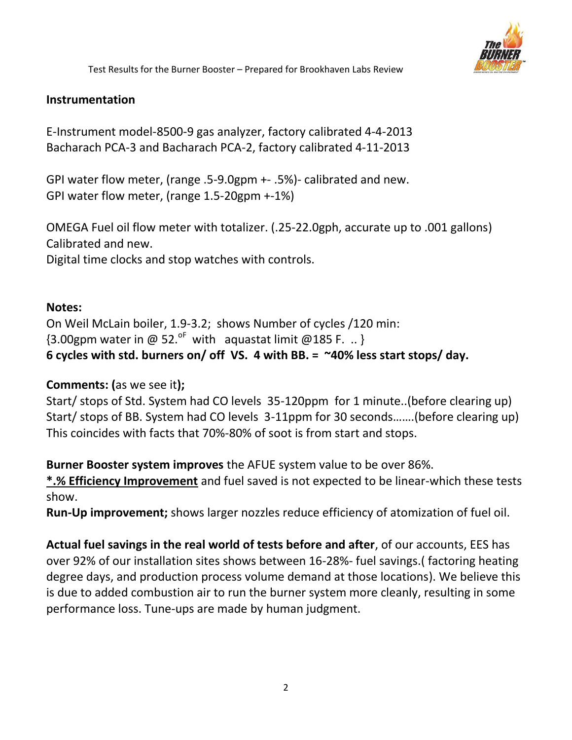## Instrumentation

E-Instrument model-8500-9 gas analyzer, factory calibrated 4-4-2013
Bacharach PCA-3 and Bacharach PCA-2, factory calibrated 4-11-2013

GPI water flow meter, (range .5-9.0gpm +- .5%)- calibrated and new.
GPI water flow meter, (range 1.5-20gpm +-1%)

OMEGA Fuel oil flow meter with totalizer. (.25-22.0gph, accurate up to .001 gallons) Calibrated and new.
Digital time clocks and stop watches with controls.

**Notes:**
On Weil McLain boiler, 1.9-3.2; shows Number of cycles /120 min:
{3.00gpm water in @ 52.$^{oF}$ with aquastat limit @185 F. .. }
**6 cycles with std. burners on/ off VS. 4 with BB. = ~40% less start stops/ day.**

**Comments: (**as we see it**);**
Start/ stops of Std. System had CO levels 35-120ppm for 1 minute..(before clearing up)
Start/ stops of BB. System had CO levels 3-11ppm for 30 seconds…….(before clearing up)
This coincides with facts that 70%-80% of soot is from start and stops.

**Burner Booster system improves** the AFUE system value to be over 86%.
**<u>*.% Efficiency Improvement</u>** and fuel saved is not expected to be linear-which these tests show.
**Run-Up improvement;** shows larger nozzles reduce efficiency of atomization of fuel oil.

**Actual fuel savings in the real world of tests before and after**, of our accounts, EES has over 92% of our installation sites shows between 16-28%- fuel savings.( factoring heating degree days, and production process volume demand at those locations). We believe this is due to added combustion air to run the burner system more cleanly, resulting in some performance loss. Tune-ups are made by human judgment.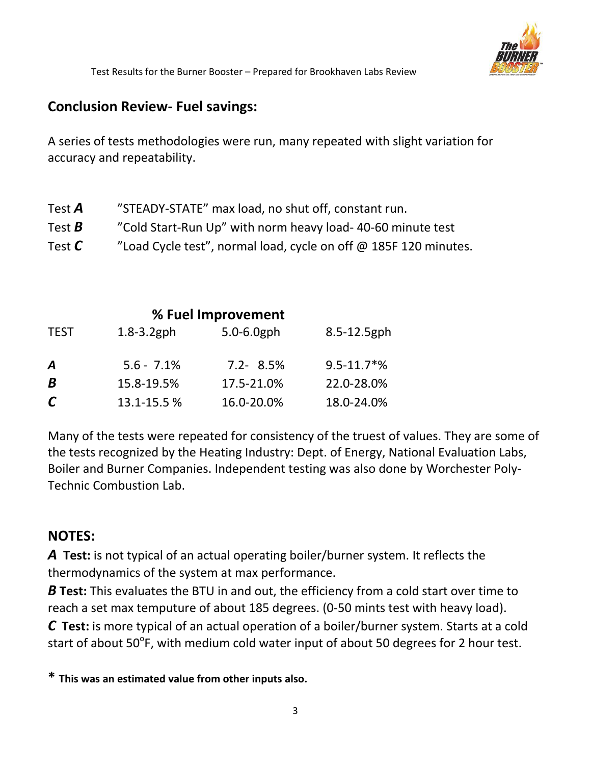## Conclusion Review- Fuel savings:

A series of tests methodologies were run, many repeated with slight variation for accuracy and repeatability.

Test ***A*** ”STEADY-STATE” max load, no shut off, constant run.
Test ***B*** ”Cold Start-Run Up” with norm heavy load- 40-60 minute test
Test ***C*** ”Load Cycle test”, normal load, cycle on off @ 185F 120 minutes.

**% Fuel Improvement**

| TEST | 1.8-3.2gph | 5.0-6.0gph | 8.5-12.5gph |
|---|---|---|---|
| ***A*** | 5.6 - 7.1% | 7.2- 8.5% | 9.5-11.7*% |
| ***B*** | 15.8-19.5% | 17.5-21.0% | 22.0-28.0% |
| ***C*** | 13.1-15.5 % | 16.0-20.0% | 18.0-24.0% |

Many of the tests were repeated for consistency of the truest of values. They are some of the tests recognized by the Heating Industry: Dept. of Energy, National Evaluation Labs, Boiler and Burner Companies. Independent testing was also done by Worchester Poly-Technic Combustion Lab.

## NOTES:

***A*** **Test:** is not typical of an actual operating boiler/burner system. It reflects the thermodynamics of the system at max performance.

***B*** **Test:** This evaluates the BTU in and out, the efficiency from a cold start over time to reach a set max temputure of about 185 degrees. (0-50 mints test with heavy load).

***C*** **Test:** is more typical of an actual operation of a boiler/burner system. Starts at a cold start of about 50°F, with medium cold water input of about 50 degrees for 2 hour test.

**\* This was an estimated value from other inputs also.**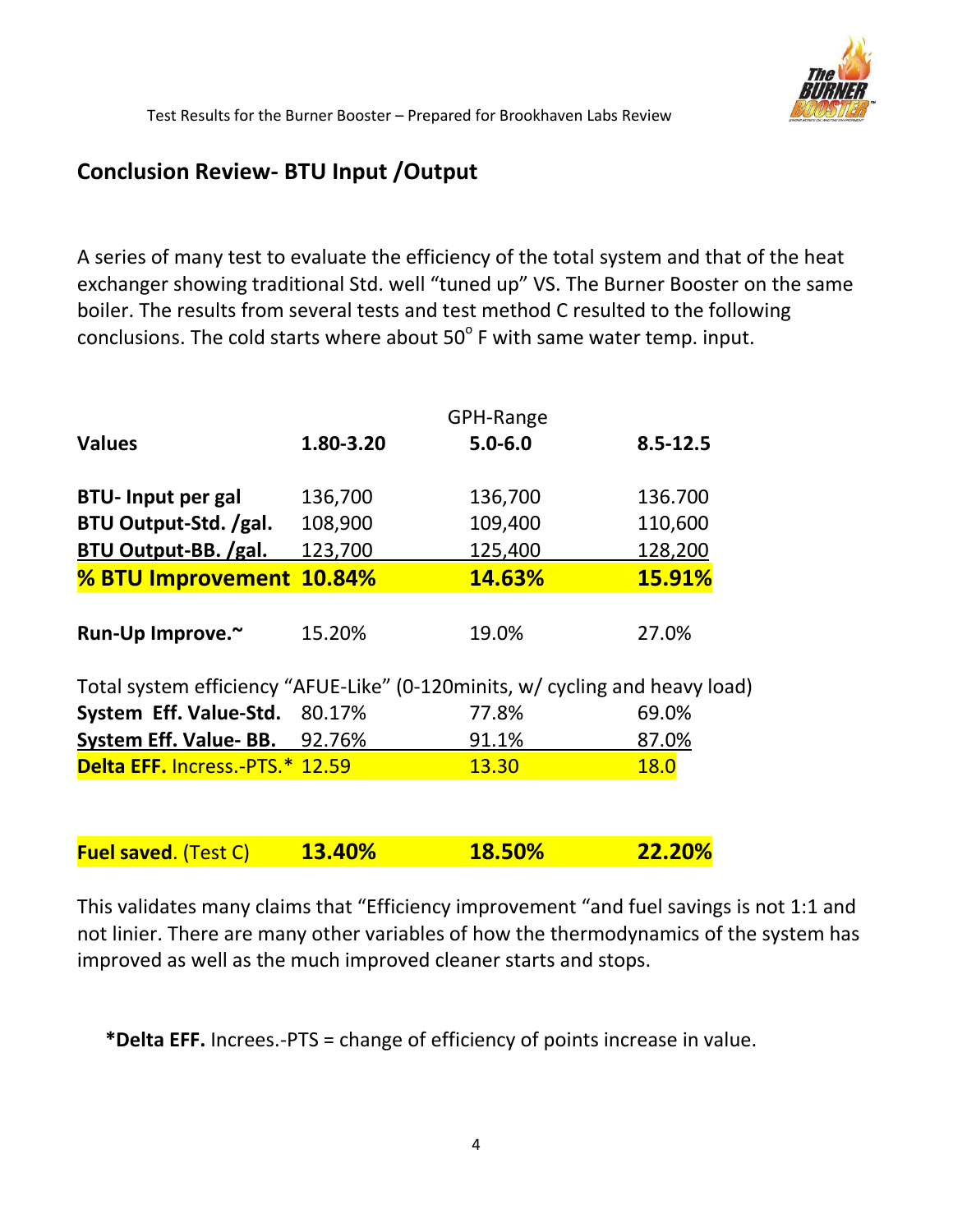## Conclusion Review- BTU Input /Output

A series of many test to evaluate the efficiency of the total system and that of the heat exchanger showing traditional Std. well "tuned up" VS. The Burner Booster on the same boiler. The results from several tests and test method C resulted to the following conclusions. The cold starts where about 50° F with same water temp. input.

| | GPH-Range | | |
|---|---|---|---|
| **Values** | **1.80-3.20** | **5.0-6.0** | **8.5-12.5** |
| **BTU- Input per gal** | 136,700 | 136,700 | 136.700 |
| **BTU Output-Std. /gal.** | 108,900 | 109,400 | 110,600 |
| **BTU Output-BB. /gal.** | 123,700 | 125,400 | 128,200 |
| **% BTU Improvement** | **10.84%** | **14.63%** | **15.91%** |
| **Run-Up Improve.~** | 15.20% | 19.0% | 27.0% |
| Total system efficiency "AFUE-Like" (0-120minits, w/ cycling and heavy load) | | | |
| **System Eff. Value-Std.** | 80.17% | 77.8% | 69.0% |
| **System Eff. Value- BB.** | 92.76% | 91.1% | 87.0% |
| **Delta EFF.** Incress.-PTS.* | 12.59 | 13.30 | 18.0 |
| **Fuel saved**. (Test C) | **13.40%** | **18.50%** | **22.20%** |

This validates many claims that "Efficiency improvement "and fuel savings is not 1:1 and not linier. There are many other variables of how the thermodynamics of the system has improved as well as the much improved cleaner starts and stops.

***Delta EFF.** Increes.-PTS = change of efficiency of points increase in value.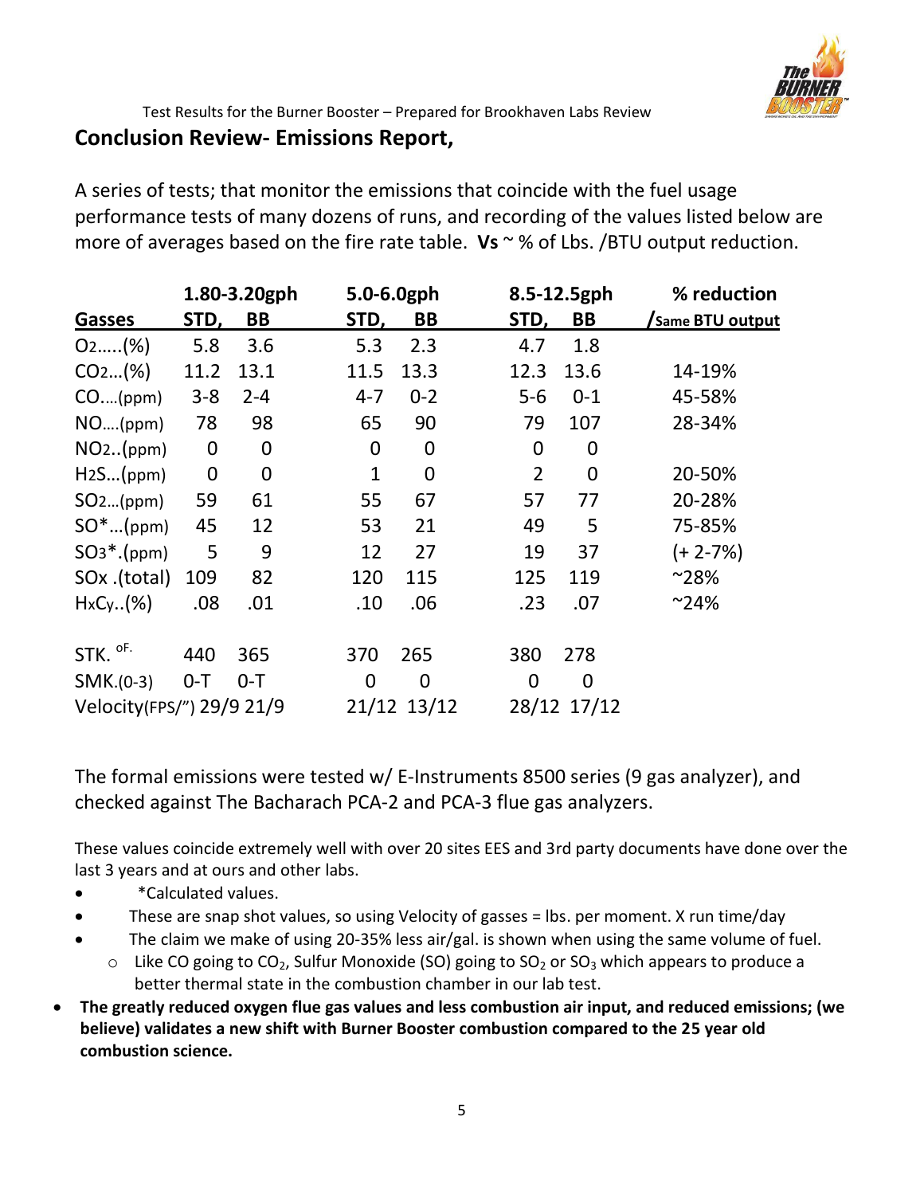Test Results for the Burner Booster – Prepared for Brookhaven Labs Review

## Conclusion Review- Emissions Report,

A series of tests; that monitor the emissions that coincide with the fuel usage performance tests of many dozens of runs, and recording of the values listed below are more of averages based on the fire rate table. **Vs** ~ % of Lbs. /BTU output reduction.

| | 1.80-3.20gph | | 5.0-6.0gph | | 8.5-12.5gph | | % reduction |
|---|---|---|---|---|---|---|---|
| **Gasses** | **STD,** | **BB** | **STD,** | **BB** | **STD,** | **BB** | **/Same BTU output** |
| $O_2$.....(%) | 5.8 | 3.6 | 5.3 | 2.3 | 4.7 | 1.8 | |
| $CO_2$...(%) | 11.2 | 13.1 | 11.5 | 13.3 | 12.3 | 13.6 | 14-19% |
| CO....(ppm) | 3-8 | 2-4 | 4-7 | 0-2 | 5-6 | 0-1 | 45-58% |
| NO....(ppm) | 78 | 98 | 65 | 90 | 79 | 107 | 28-34% |
| $NO_2$..(ppm) | 0 | 0 | 0 | 0 | 0 | 0 | |
| $H_2S$...(ppm) | 0 | 0 | 1 | 0 | 2 | 0 | 20-50% |
| $SO_2$...(ppm) | 59 | 61 | 55 | 67 | 57 | 77 | 20-28% |
| SO*...(ppm) | 45 | 12 | 53 | 21 | 49 | 5 | 75-85% |
| $SO_3$*.(ppm) | 5 | 9 | 12 | 27 | 19 | 37 | (+ 2-7%) |
| SOx .(total) | 109 | 82 | 120 | 115 | 125 | 119 | ~28% |
| $H_xC_y$..(%) | .08 | .01 | .10 | .06 | .23 | .07 | ~24% |
| STK. $^{o}F.$ | 440 | 365 | 370 | 265 | 380 | 278 | |
| SMK.(0-3) | 0-T | 0-T | 0 | 0 | 0 | 0 | |
| Velocity(FPS/") | 29/9 | 21/9 | 21/12 | 13/12 | 28/12 | 17/12 | |

The formal emissions were tested w/ E-Instruments 8500 series (9 gas analyzer), and checked against The Bacharach PCA-2 and PCA-3 flue gas analyzers.

These values coincide extremely well with over 20 sites EES and 3rd party documents have done over the last 3 years and at ours and other labs.

- *Calculated values.
- These are snap shot values, so using Velocity of gasses = lbs. per moment. X run time/day
- The claim we make of using 20-35% less air/gal. is shown when using the same volume of fuel.
  - Like CO going to $CO_2$, Sulfur Monoxide (SO) going to $SO_2$ or $SO_3$ which appears to produce a better thermal state in the combustion chamber in our lab test.
- **The greatly reduced oxygen flue gas values and less combustion air input, and reduced emissions; (we believe) validates a new shift with Burner Booster combustion compared to the 25 year old combustion science.**